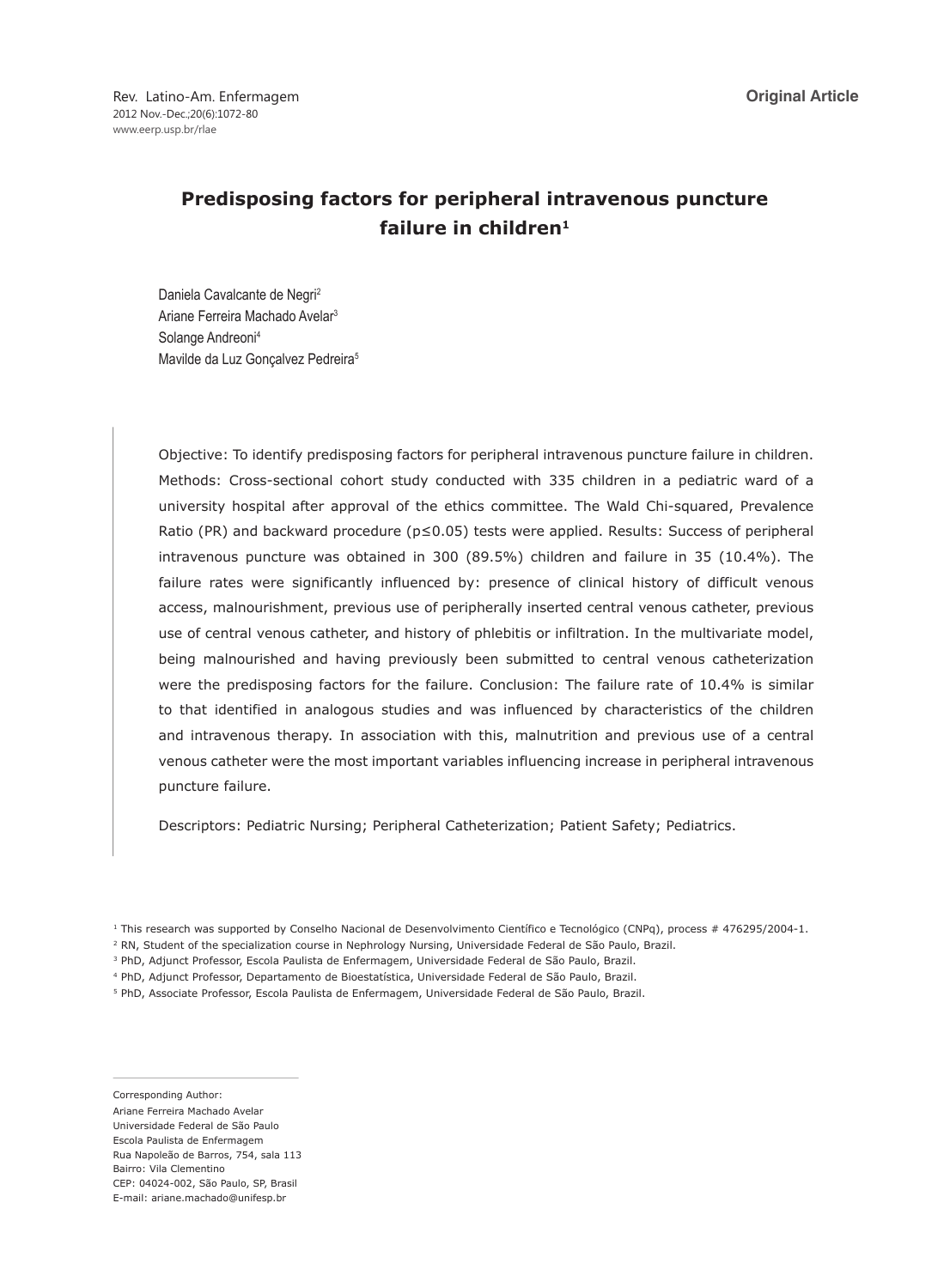**Original Article**

# Predisposing factors for peripheral intravenous puncture failure in children[1]

Daniela Cavalcante de Negri[2]
Ariane Ferreira Machado Avelar[3]
Solange Andreoni[4]
Mavilde da Luz Gonçalvez Pedreira[5]

Objective: To identify predisposing factors for peripheral intravenous puncture failure in children. Methods: Cross-sectional cohort study conducted with 335 children in a pediatric ward of a university hospital after approval of the ethics committee. The Wald Chi-squared, Prevalence Ratio (PR) and backward procedure ($p \leq 0.05$) tests were applied. Results: Success of peripheral intravenous puncture was obtained in 300 (89.5%) children and failure in 35 (10.4%). The failure rates were significantly influenced by: presence of clinical history of difficult venous access, malnourishment, previous use of peripherally inserted central venous catheter, previous use of central venous catheter, and history of phlebitis or infiltration. In the multivariate model, being malnourished and having previously been submitted to central venous catheterization were the predisposing factors for the failure. Conclusion: The failure rate of 10.4% is similar to that identified in analogous studies and was influenced by characteristics of the children and intravenous therapy. In association with this, malnutrition and previous use of a central venous catheter were the most important variables influencing increase in peripheral intravenous puncture failure.

Descriptors: Pediatric Nursing; Peripheral Catheterization; Patient Safety; Pediatrics.

[1] This research was supported by Conselho Nacional de Desenvolvimento Científico e Tecnológico (CNPq), process # 476295/2004-1.
[2] RN, Student of the specialization course in Nephrology Nursing, Universidade Federal de São Paulo, Brazil.
[3] PhD, Adjunct Professor, Escola Paulista de Enfermagem, Universidade Federal de São Paulo, Brazil.
[4] PhD, Adjunct Professor, Departamento de Bioestatística, Universidade Federal de São Paulo, Brazil.
[5] PhD, Associate Professor, Escola Paulista de Enfermagem, Universidade Federal de São Paulo, Brazil.

Corresponding Author:
Ariane Ferreira Machado Avelar
Universidade Federal de São Paulo
Escola Paulista de Enfermagem
Rua Napoleão de Barros, 754, sala 113
Bairro: Vila Clementino
CEP: 04024-002, São Paulo, SP, Brasil
E-mail: ariane.machado@unifesp.br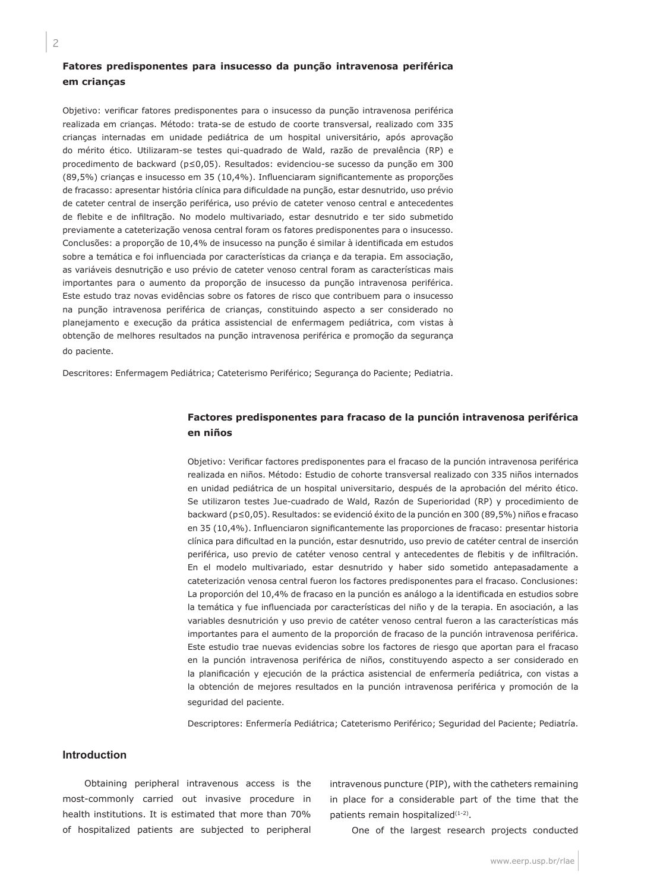### Fatores predisponentes para insucesso da punção intravenosa periférica em crianças

Objetivo: verificar fatores predisponentes para o insucesso da punção intravenosa periférica realizada em crianças. Método: trata-se de estudo de coorte transversal, realizado com 335 crianças internadas em unidade pediátrica de um hospital universitário, após aprovação do mérito ético. Utilizaram-se testes qui-quadrado de Wald, razão de prevalência (RP) e procedimento de backward (p≤0,05). Resultados: evidenciou-se sucesso da punção em 300 (89,5%) crianças e insucesso em 35 (10,4%). Influenciaram significantemente as proporções de fracasso: apresentar história clínica para dificuldade na punção, estar desnutrido, uso prévio de cateter central de inserção periférica, uso prévio de cateter venoso central e antecedentes de flebite e de infiltração. No modelo multivariado, estar desnutrido e ter sido submetido previamente a cateterização venosa central foram os fatores predisponentes para o insucesso. Conclusões: a proporção de 10,4% de insucesso na punção é similar à identificada em estudos sobre a temática e foi influenciada por características da criança e da terapia. Em associação, as variáveis desnutrição e uso prévio de cateter venoso central foram as características mais importantes para o aumento da proporção de insucesso da punção intravenosa periférica. Este estudo traz novas evidências sobre os fatores de risco que contribuem para o insucesso na punção intravenosa periférica de crianças, constituindo aspecto a ser considerado no planejamento e execução da prática assistencial de enfermagem pediátrica, com vistas à obtenção de melhores resultados na punção intravenosa periférica e promoção da segurança do paciente.

Descritores: Enfermagem Pediátrica; Cateterismo Periférico; Segurança do Paciente; Pediatria.

### Factores predisponentes para fracaso de la punción intravenosa periférica en niños

Objetivo: Verificar factores predisponentes para el fracaso de la punción intravenosa periférica realizada en niños. Método: Estudio de cohorte transversal realizado con 335 niños internados en unidad pediátrica de un hospital universitario, después de la aprobación del mérito ético. Se utilizaron testes Jue-cuadrado de Wald, Razón de Superioridad (RP) y procedimiento de backward (p≤0,05). Resultados: se evidenció éxito de la punción en 300 (89,5%) niños e fracaso en 35 (10,4%). Influenciaron significantemente las proporciones de fracaso: presentar historia clínica para dificultad en la punción, estar desnutrido, uso previo de catéter central de inserción periférica, uso previo de catéter venoso central y antecedentes de flebitis y de infiltración. En el modelo multivariado, estar desnutrido y haber sido sometido antepasadamente a cateterización venosa central fueron los factores predisponentes para el fracaso. Conclusiones: La proporción del 10,4% de fracaso en la punción es análogo a la identificada en estudios sobre la temática y fue influenciada por características del niño y de la terapia. En asociación, a las variables desnutrición y uso previo de catéter venoso central fueron a las características más importantes para el aumento de la proporción de fracaso de la punción intravenosa periférica. Este estudio trae nuevas evidencias sobre los factores de riesgo que aportan para el fracaso en la punción intravenosa periférica de niños, constituyendo aspecto a ser considerado en la planificación y ejecución de la práctica asistencial de enfermería pediátrica, con vistas a la obtención de mejores resultados en la punción intravenosa periférica y promoción de la seguridad del paciente.

Descriptores: Enfermería Pediátrica; Cateterismo Periférico; Seguridad del Paciente; Pediatría.

## Introduction

Obtaining peripheral intravenous access is the most-commonly carried out invasive procedure in health institutions. It is estimated that more than 70% of hospitalized patients are subjected to peripheral intravenous puncture (PIP), with the catheters remaining in place for a considerable part of the time that the patients remain hospitalized[1-2].

One of the largest research projects conducted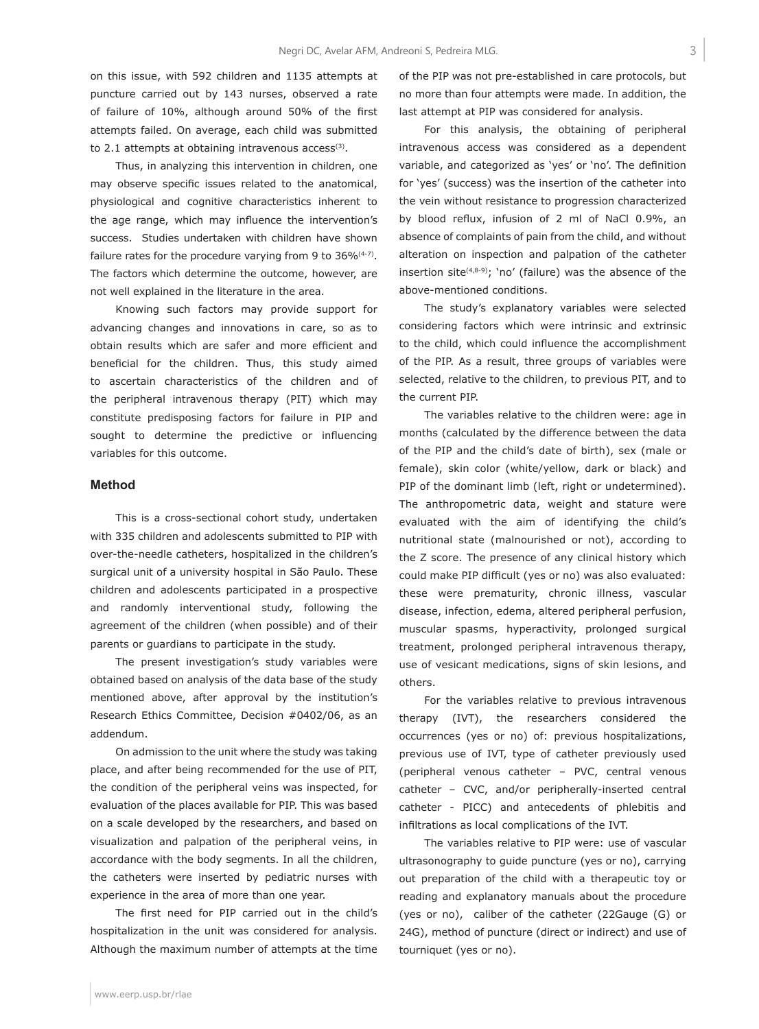on this issue, with 592 children and 1135 attempts at puncture carried out by 143 nurses, observed a rate of failure of 10%, although around 50% of the first attempts failed. On average, each child was submitted to 2.1 attempts at obtaining intravenous access[3].

Thus, in analyzing this intervention in children, one may observe specific issues related to the anatomical, physiological and cognitive characteristics inherent to the age range, which may influence the intervention's success. Studies undertaken with children have shown failure rates for the procedure varying from 9 to 36%[4-7]. The factors which determine the outcome, however, are not well explained in the literature in the area.

Knowing such factors may provide support for advancing changes and innovations in care, so as to obtain results which are safer and more efficient and beneficial for the children. Thus, this study aimed to ascertain characteristics of the children and of the peripheral intravenous therapy (PIT) which may constitute predisposing factors for failure in PIP and sought to determine the predictive or influencing variables for this outcome.

## Method

This is a cross-sectional cohort study, undertaken with 335 children and adolescents submitted to PIP with over-the-needle catheters, hospitalized in the children's surgical unit of a university hospital in São Paulo. These children and adolescents participated in a prospective and randomly interventional study, following the agreement of the children (when possible) and of their parents or guardians to participate in the study.

The present investigation's study variables were obtained based on analysis of the data base of the study mentioned above, after approval by the institution's Research Ethics Committee, Decision #0402/06, as an addendum.

On admission to the unit where the study was taking place, and after being recommended for the use of PIT, the condition of the peripheral veins was inspected, for evaluation of the places available for PIP. This was based on a scale developed by the researchers, and based on visualization and palpation of the peripheral veins, in accordance with the body segments. In all the children, the catheters were inserted by pediatric nurses with experience in the area of more than one year.

The first need for PIP carried out in the child's hospitalization in the unit was considered for analysis. Although the maximum number of attempts at the time of the PIP was not pre-established in care protocols, but no more than four attempts were made. In addition, the last attempt at PIP was considered for analysis.

For this analysis, the obtaining of peripheral intravenous access was considered as a dependent variable, and categorized as 'yes' or 'no'. The definition for 'yes' (success) was the insertion of the catheter into the vein without resistance to progression characterized by blood reflux, infusion of 2 ml of NaCl 0.9%, an absence of complaints of pain from the child, and without alteration on inspection and palpation of the catheter insertion site[4,8-9]; 'no' (failure) was the absence of the above-mentioned conditions.

The study's explanatory variables were selected considering factors which were intrinsic and extrinsic to the child, which could influence the accomplishment of the PIP. As a result, three groups of variables were selected, relative to the children, to previous PIT, and to the current PIP.

The variables relative to the children were: age in months (calculated by the difference between the data of the PIP and the child's date of birth), sex (male or female), skin color (white/yellow, dark or black) and PIP of the dominant limb (left, right or undetermined). The anthropometric data, weight and stature were evaluated with the aim of identifying the child's nutritional state (malnourished or not), according to the Z score. The presence of any clinical history which could make PIP difficult (yes or no) was also evaluated: these were prematurity, chronic illness, vascular disease, infection, edema, altered peripheral perfusion, muscular spasms, hyperactivity, prolonged surgical treatment, prolonged peripheral intravenous therapy, use of vesicant medications, signs of skin lesions, and others.

For the variables relative to previous intravenous therapy (IVT), the researchers considered the occurrences (yes or no) of: previous hospitalizations, previous use of IVT, type of catheter previously used (peripheral venous catheter – PVC, central venous catheter – CVC, and/or peripherally-inserted central catheter - PICC) and antecedents of phlebitis and infiltrations as local complications of the IVT.

The variables relative to PIP were: use of vascular ultrasonography to guide puncture (yes or no), carrying out preparation of the child with a therapeutic toy or reading and explanatory manuals about the procedure (yes or no), caliber of the catheter (22Gauge (G) or 24G), method of puncture (direct or indirect) and use of tourniquet (yes or no).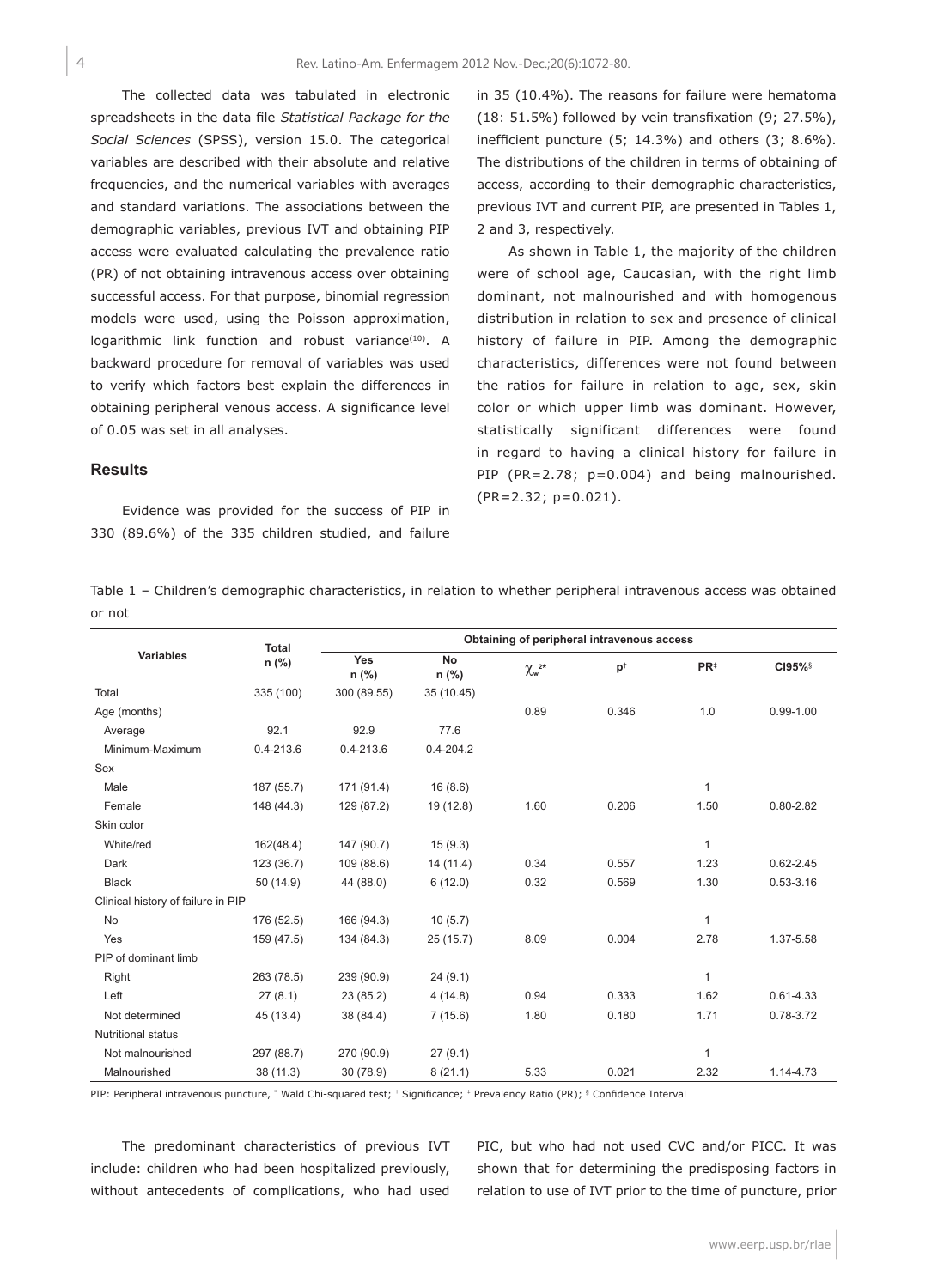The collected data was tabulated in electronic spreadsheets in the data file *Statistical Package for the Social Sciences* (SPSS), version 15.0. The categorical variables are described with their absolute and relative frequencies, and the numerical variables with averages and standard variations. The associations between the demographic variables, previous IVT and obtaining PIP access were evaluated calculating the prevalence ratio (PR) of not obtaining intravenous access over obtaining successful access. For that purpose, binomial regression models were used, using the Poisson approximation, logarithmic link function and robust variance[10]. A backward procedure for removal of variables was used to verify which factors best explain the differences in obtaining peripheral venous access. A significance level of 0.05 was set in all analyses.

## Results

Evidence was provided for the success of PIP in 330 (89.6%) of the 335 children studied, and failure in 35 (10.4%). The reasons for failure were hematoma (18: 51.5%) followed by vein transfixation (9; 27.5%), inefficient puncture (5; 14.3%) and others (3; 8.6%). The distributions of the children in terms of obtaining of access, according to their demographic characteristics, previous IVT and current PIP, are presented in Tables 1, 2 and 3, respectively.

As shown in Table 1, the majority of the children were of school age, Caucasian, with the right limb dominant, not malnourished and with homogenous distribution in relation to sex and presence of clinical history of failure in PIP. Among the demographic characteristics, differences were not found between the ratios for failure in relation to age, sex, skin color or which upper limb was dominant. However, statistically significant differences were found in regard to having a clinical history for failure in PIP (PR=2.78; p=0.004) and being malnourished. (PR=2.32; p=0.021).

Table 1 – Children's demographic characteristics, in relation to whether peripheral intravenous access was obtained or not

| Variables | Total n (%) | Obtaining of peripheral intravenous access | | | | | |
|---|---|---|---|---|---|---|---|
| | | Yes n (%) | No n (%) | $\chi_w^2$* | p† | PR‡ | CI95%§ |
| Total | 335 (100) | 300 (89.55) | 35 (10.45) | | | | |
| Age (months) | | | | 0.89 | 0.346 | 1.0 | 0.99-1.00 |
| Average | 92.1 | 92.9 | 77.6 | | | | |
| Minimum-Maximum | 0.4-213.6 | 0.4-213.6 | 0.4-204.2 | | | | |
| Sex | | | | | | | |
| Male | 187 (55.7) | 171 (91.4) | 16 (8.6) | | | 1 | |
| Female | 148 (44.3) | 129 (87.2) | 19 (12.8) | 1.60 | 0.206 | 1.50 | 0.80-2.82 |
| Skin color | | | | | | | |
| White/red | 162(48.4) | 147 (90.7) | 15 (9.3) | | | 1 | |
| Dark | 123 (36.7) | 109 (88.6) | 14 (11.4) | 0.34 | 0.557 | 1.23 | 0.62-2.45 |
| Black | 50 (14.9) | 44 (88.0) | 6 (12.0) | 0.32 | 0.569 | 1.30 | 0.53-3.16 |
| Clinical history of failure in PIP | | | | | | | |
| No | 176 (52.5) | 166 (94.3) | 10 (5.7) | | | 1 | |
| Yes | 159 (47.5) | 134 (84.3) | 25 (15.7) | 8.09 | 0.004 | 2.78 | 1.37-5.58 |
| PIP of dominant limb | | | | | | | |
| Right | 263 (78.5) | 239 (90.9) | 24 (9.1) | | | 1 | |
| Left | 27 (8.1) | 23 (85.2) | 4 (14.8) | 0.94 | 0.333 | 1.62 | 0.61-4.33 |
| Not determined | 45 (13.4) | 38 (84.4) | 7 (15.6) | 1.80 | 0.180 | 1.71 | 0.78-3.72 |
| Nutritional status | | | | | | | |
| Not malnourished | 297 (88.7) | 270 (90.9) | 27 (9.1) | | | 1 | |
| Malnourished | 38 (11.3) | 30 (78.9) | 8 (21.1) | 5.33 | 0.021 | 2.32 | 1.14-4.73 |

PIP: Peripheral intravenous puncture, * Wald Chi-squared test; † Significance; ‡ Prevalency Ratio (PR); § Confidence Interval

The predominant characteristics of previous IVT include: children who had been hospitalized previously, without antecedents of complications, who had used PIC, but who had not used CVC and/or PICC. It was shown that for determining the predisposing factors in relation to use of IVT prior to the time of puncture, prior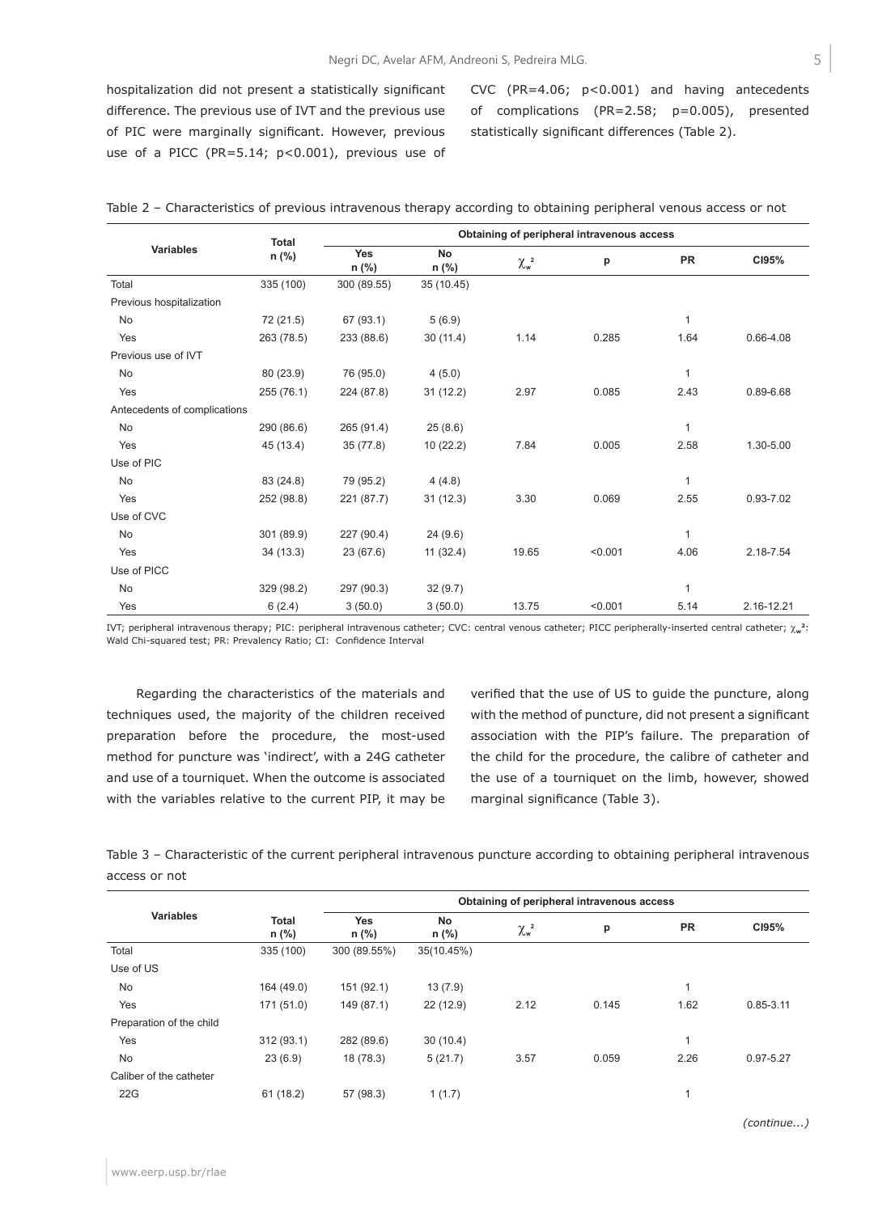hospitalization did not present a statistically significant difference. The previous use of IVT and the previous use of PIC were marginally significant. However, previous use of a PICC (PR=5.14; p<0.001), previous use of CVC (PR=4.06; p<0.001) and having antecedents of complications (PR=2.58; p=0.005), presented statistically significant differences (Table 2).

Table 2 – Characteristics of previous intravenous therapy according to obtaining peripheral venous access or not

| Variables | Total n (%) | Obtaining of peripheral intravenous access | | | | | |
|---|---|---|---|---|---|---|---|
| | | Yes n (%) | No n (%) | $\chi_w^2$ | p | PR | CI95% |
| Total | 335 (100) | 300 (89.55) | 35 (10.45) | | | | |
| Previous hospitalization | | | | | | | |
| No | 72 (21.5) | 67 (93.1) | 5 (6.9) | | | 1 | |
| Yes | 263 (78.5) | 233 (88.6) | 30 (11.4) | 1.14 | 0.285 | 1.64 | 0.66-4.08 |
| Previous use of IVT | | | | | | | |
| No | 80 (23.9) | 76 (95.0) | 4 (5.0) | | | 1 | |
| Yes | 255 (76.1) | 224 (87.8) | 31 (12.2) | 2.97 | 0.085 | 2.43 | 0.89-6.68 |
| Antecedents of complications | | | | | | | |
| No | 290 (86.6) | 265 (91.4) | 25 (8.6) | | | 1 | |
| Yes | 45 (13.4) | 35 (77.8) | 10 (22.2) | 7.84 | 0.005 | 2.58 | 1.30-5.00 |
| Use of PIC | | | | | | | |
| No | 83 (24.8) | 79 (95.2) | 4 (4.8) | | | 1 | |
| Yes | 252 (98.8) | 221 (87.7) | 31 (12.3) | 3.30 | 0.069 | 2.55 | 0.93-7.02 |
| Use of CVC | | | | | | | |
| No | 301 (89.9) | 227 (90.4) | 24 (9.6) | | | 1 | |
| Yes | 34 (13.3) | 23 (67.6) | 11 (32.4) | 19.65 | <0.001 | 4.06 | 2.18-7.54 |
| Use of PICC | | | | | | | |
| No | 329 (98.2) | 297 (90.3) | 32 (9.7) | | | 1 | |
| Yes | 6 (2.4) | 3 (50.0) | 3 (50.0) | 13.75 | <0.001 | 5.14 | 2.16-12.21 |

IVT; peripheral intravenous therapy; PIC: peripheral intravenous catheter; CVC: central venous catheter; PICC peripherally-inserted central catheter; $\chi_w^2$: Wald Chi-squared test; PR: Prevalency Ratio; CI: Confidence Interval

Regarding the characteristics of the materials and techniques used, the majority of the children received preparation before the procedure, the most-used method for puncture was 'indirect', with a 24G catheter and use of a tourniquet. When the outcome is associated with the variables relative to the current PIP, it may be verified that the use of US to guide the puncture, along with the method of puncture, did not present a significant association with the PIP's failure. The preparation of the child for the procedure, the calibre of catheter and the use of a tourniquet on the limb, however, showed marginal significance (Table 3).

Table 3 – Characteristic of the current peripheral intravenous puncture according to obtaining peripheral intravenous access or not

| Variables | Total n (%) | Obtaining of peripheral intravenous access | | | | | |
|---|---|---|---|---|---|---|---|
| | | Yes n (%) | No n (%) | $\chi_w^2$ | p | PR | CI95% |
| Total | 335 (100) | 300 (89.55%) | 35(10.45%) | | | | |
| Use of US | | | | | | | |
| No | 164 (49.0) | 151 (92.1) | 13 (7.9) | | | 1 | |
| Yes | 171 (51.0) | 149 (87.1) | 22 (12.9) | 2.12 | 0.145 | 1.62 | 0.85-3.11 |
| Preparation of the child | | | | | | | |
| Yes | 312 (93.1) | 282 (89.6) | 30 (10.4) | | | 1 | |
| No | 23 (6.9) | 18 (78.3) | 5 (21.7) | 3.57 | 0.059 | 2.26 | 0.97-5.27 |
| Caliber of the catheter | | | | | | | |
| 22G | 61 (18.2) | 57 (98.3) | 1 (1.7) | | | 1 | |

*(continue...)*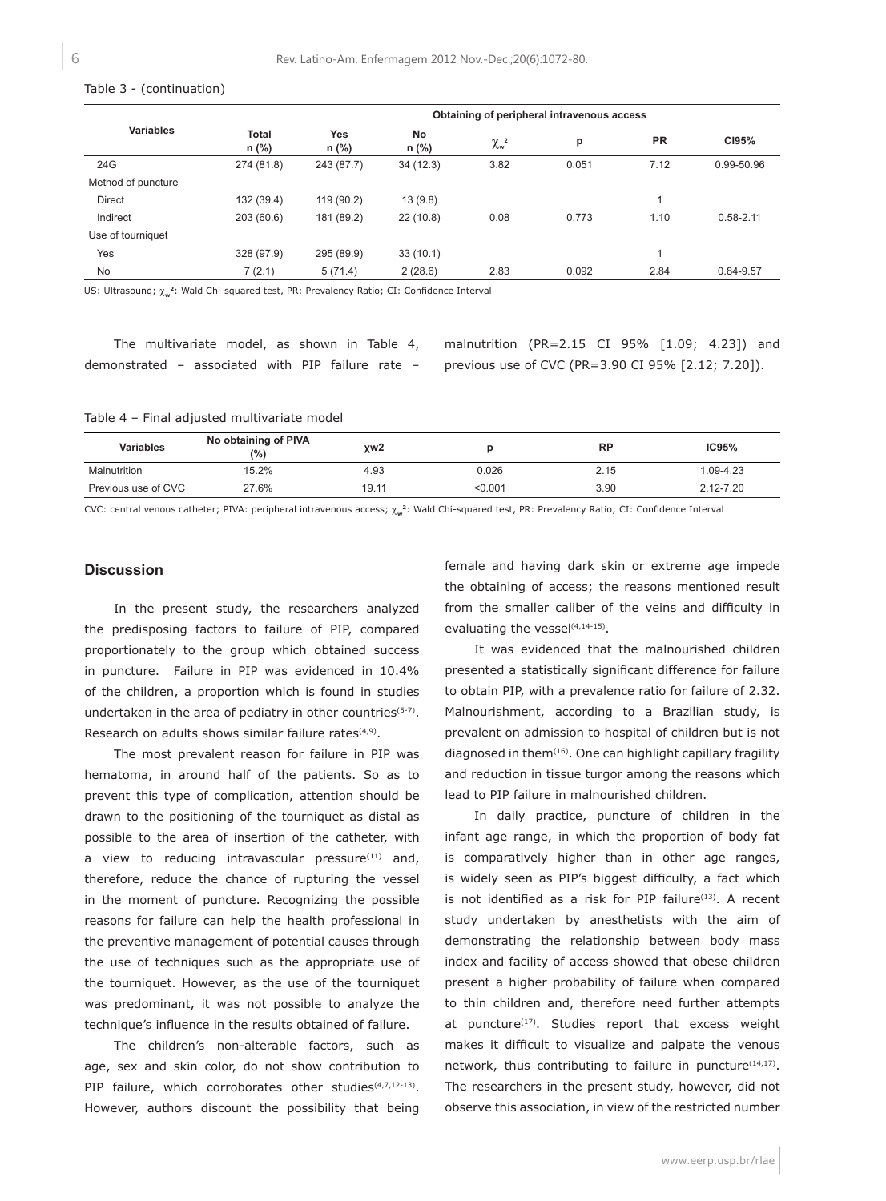Table 3 - (continuation)

| Variables | Total n (%) | Obtaining of peripheral intravenous access | | | | | |
|---|---|---|---|---|---|---|---|
| | | Yes n (%) | No n (%) | $\chi_w^2$ | p | PR | CI95% |
| 24G | 274 (81.8) | 243 (87.7) | 34 (12.3) | 3.82 | 0.051 | 7.12 | 0.99-50.96 |
| Method of puncture | | | | | | | |
| Direct | 132 (39.4) | 119 (90.2) | 13 (9.8) | | | 1 | |
| Indirect | 203 (60.6) | 181 (89.2) | 22 (10.8) | 0.08 | 0.773 | 1.10 | 0.58-2.11 |
| Use of tourniquet | | | | | | | |
| Yes | 328 (97.9) | 295 (89.9) | 33 (10.1) | | | 1 | |
| No | 7 (2.1) | 5 (71.4) | 2 (28.6) | 2.83 | 0.092 | 2.84 | 0.84-9.57 |

US: Ultrasound; $\chi_w^2$: Wald Chi-squared test, PR: Prevalency Ratio; CI: Confidence Interval

The multivariate model, as shown in Table 4, demonstrated – associated with PIP failure rate – malnutrition (PR=2.15 CI 95% [1.09; 4.23]) and previous use of CVC (PR=3.90 CI 95% [2.12; 7.20]).

Table 4 – Final adjusted multivariate model

| Variables | No obtaining of PIVA (%) | χw2 | p | RP | IC95% |
|---|---|---|---|---|---|
| Malnutrition | 15.2% | 4.93 | 0.026 | 2.15 | 1.09-4.23 |
| Previous use of CVC | 27.6% | 19.11 | <0.001 | 3.90 | 2.12-7.20 |

CVC: central venous catheter; PIVA: peripheral intravenous access; $\chi_w^2$: Wald Chi-squared test, PR: Prevalency Ratio; CI: Confidence Interval

## Discussion

In the present study, the researchers analyzed the predisposing factors to failure of PIP, compared proportionately to the group which obtained success in puncture. Failure in PIP was evidenced in 10.4% of the children, a proportion which is found in studies undertaken in the area of pediatry in other countries[5-7]. Research on adults shows similar failure rates[4,9].

The most prevalent reason for failure in PIP was hematoma, in around half of the patients. So as to prevent this type of complication, attention should be drawn to the positioning of the tourniquet as distal as possible to the area of insertion of the catheter, with a view to reducing intravascular pressure[11] and, therefore, reduce the chance of rupturing the vessel in the moment of puncture. Recognizing the possible reasons for failure can help the health professional in the preventive management of potential causes through the use of techniques such as the appropriate use of the tourniquet. However, as the use of the tourniquet was predominant, it was not possible to analyze the technique's influence in the results obtained of failure.

The children's non-alterable factors, such as age, sex and skin color, do not show contribution to PIP failure, which corroborates other studies[4,7,12-13]. However, authors discount the possibility that being female and having dark skin or extreme age impede the obtaining of access; the reasons mentioned result from the smaller caliber of the veins and difficulty in evaluating the vessel[4,14-15].

It was evidenced that the malnourished children presented a statistically significant difference for failure to obtain PIP, with a prevalence ratio for failure of 2.32. Malnourishment, according to a Brazilian study, is prevalent on admission to hospital of children but is not diagnosed in them[16]. One can highlight capillary fragility and reduction in tissue turgor among the reasons which lead to PIP failure in malnourished children.

In daily practice, puncture of children in the infant age range, in which the proportion of body fat is comparatively higher than in other age ranges, is widely seen as PIP's biggest difficulty, a fact which is not identified as a risk for PIP failure[13]. A recent study undertaken by anesthetists with the aim of demonstrating the relationship between body mass index and facility of access showed that obese children present a higher probability of failure when compared to thin children and, therefore need further attempts at puncture[17]. Studies report that excess weight makes it difficult to visualize and palpate the venous network, thus contributing to failure in puncture[14,17]. The researchers in the present study, however, did not observe this association, in view of the restricted number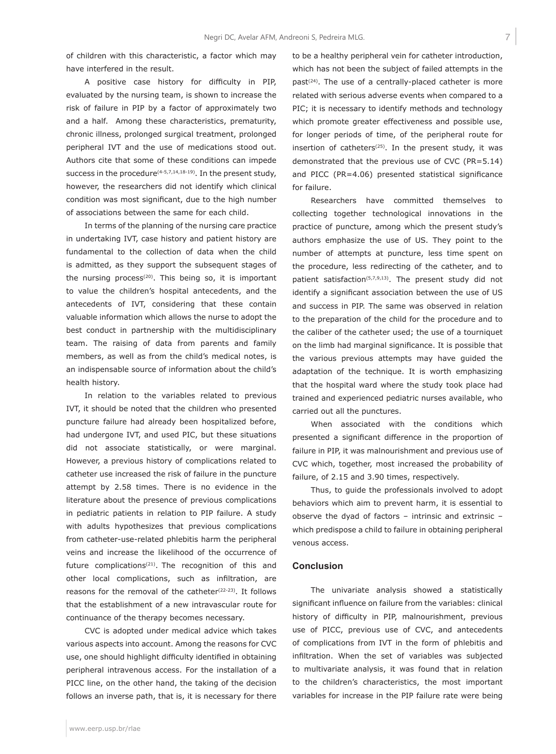of children with this characteristic, a factor which may have interfered in the result.

A positive case history for difficulty in PIP, evaluated by the nursing team, is shown to increase the risk of failure in PIP by a factor of approximately two and a half. Among these characteristics, prematurity, chronic illness, prolonged surgical treatment, prolonged peripheral IVT and the use of medications stood out. Authors cite that some of these conditions can impede success in the procedure[4-5,7,14,18-19]. In the present study, however, the researchers did not identify which clinical condition was most significant, due to the high number of associations between the same for each child.

In terms of the planning of the nursing care practice in undertaking IVT, case history and patient history are fundamental to the collection of data when the child is admitted, as they support the subsequent stages of the nursing process[20]. This being so, it is important to value the children's hospital antecedents, and the antecedents of IVT, considering that these contain valuable information which allows the nurse to adopt the best conduct in partnership with the multidisciplinary team. The raising of data from parents and family members, as well as from the child's medical notes, is an indispensable source of information about the child's health history.

In relation to the variables related to previous IVT, it should be noted that the children who presented puncture failure had already been hospitalized before, had undergone IVT, and used PIC, but these situations did not associate statistically, or were marginal. However, a previous history of complications related to catheter use increased the risk of failure in the puncture attempt by 2.58 times. There is no evidence in the literature about the presence of previous complications in pediatric patients in relation to PIP failure. A study with adults hypothesizes that previous complications from catheter-use-related phlebitis harm the peripheral veins and increase the likelihood of the occurrence of future complications[21]. The recognition of this and other local complications, such as infiltration, are reasons for the removal of the catheter[22-23]. It follows that the establishment of a new intravascular route for continuance of the therapy becomes necessary.

CVC is adopted under medical advice which takes various aspects into account. Among the reasons for CVC use, one should highlight difficulty identified in obtaining peripheral intravenous access. For the installation of a PICC line, on the other hand, the taking of the decision follows an inverse path, that is, it is necessary for there to be a healthy peripheral vein for catheter introduction, which has not been the subject of failed attempts in the past[24]. The use of a centrally-placed catheter is more related with serious adverse events when compared to a PIC; it is necessary to identify methods and technology which promote greater effectiveness and possible use, for longer periods of time, of the peripheral route for insertion of catheters[25]. In the present study, it was demonstrated that the previous use of CVC (PR=5.14) and PICC (PR=4.06) presented statistical significance for failure.

Researchers have committed themselves to collecting together technological innovations in the practice of puncture, among which the present study's authors emphasize the use of US. They point to the number of attempts at puncture, less time spent on the procedure, less redirecting of the catheter, and to patient satisfaction[5,7,9,13]. The present study did not identify a significant association between the use of US and success in PIP. The same was observed in relation to the preparation of the child for the procedure and to the caliber of the catheter used; the use of a tourniquet on the limb had marginal significance. It is possible that the various previous attempts may have guided the adaptation of the technique. It is worth emphasizing that the hospital ward where the study took place had trained and experienced pediatric nurses available, who carried out all the punctures.

When associated with the conditions which presented a significant difference in the proportion of failure in PIP, it was malnourishment and previous use of CVC which, together, most increased the probability of failure, of 2.15 and 3.90 times, respectively.

Thus, to guide the professionals involved to adopt behaviors which aim to prevent harm, it is essential to observe the dyad of factors – intrinsic and extrinsic – which predispose a child to failure in obtaining peripheral venous access.

## Conclusion

The univariate analysis showed a statistically significant influence on failure from the variables: clinical history of difficulty in PIP, malnourishment, previous use of PICC, previous use of CVC, and antecedents of complications from IVT in the form of phlebitis and infiltration. When the set of variables was subjected to multivariate analysis, it was found that in relation to the children's characteristics, the most important variables for increase in the PIP failure rate were being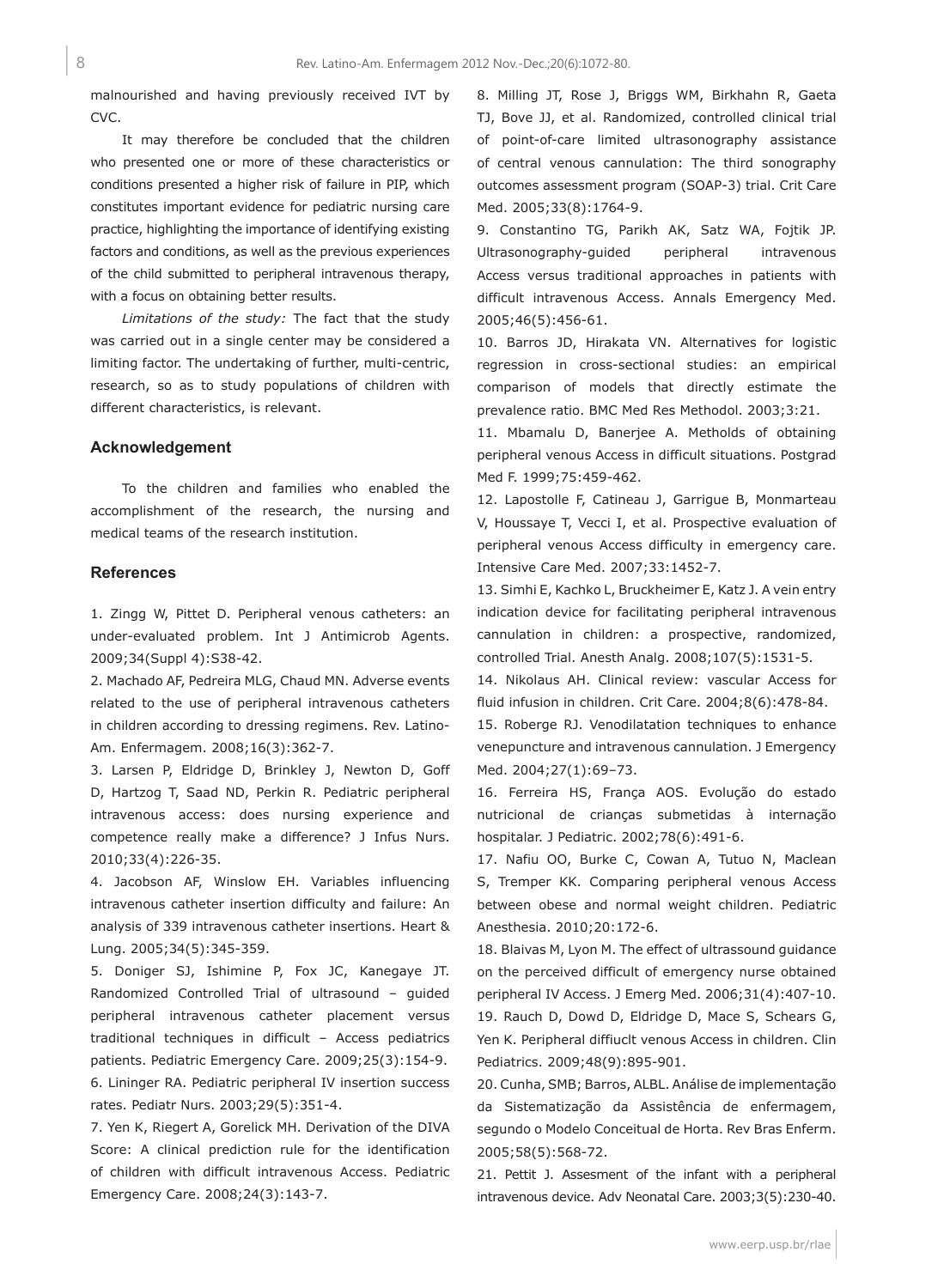malnourished and having previously received IVT by CVC.

It may therefore be concluded that the children who presented one or more of these characteristics or conditions presented a higher risk of failure in PIP, which constitutes important evidence for pediatric nursing care practice, highlighting the importance of identifying existing factors and conditions, as well as the previous experiences of the child submitted to peripheral intravenous therapy, with a focus on obtaining better results.

*Limitations of the study:* The fact that the study was carried out in a single center may be considered a limiting factor. The undertaking of further, multi-centric, research, so as to study populations of children with different characteristics, is relevant.

## Acknowledgement

To the children and families who enabled the accomplishment of the research, the nursing and medical teams of the research institution.

## References

1. Zingg W, Pittet D. Peripheral venous catheters: an under-evaluated problem. Int J Antimicrob Agents. 2009;34(Suppl 4):S38-42.

2. Machado AF, Pedreira MLG, Chaud MN. Adverse events related to the use of peripheral intravenous catheters in children according to dressing regimens. Rev. Latino-Am. Enfermagem. 2008;16(3):362-7.

3. Larsen P, Eldridge D, Brinkley J, Newton D, Goff D, Hartzog T, Saad ND, Perkin R. Pediatric peripheral intravenous access: does nursing experience and competence really make a difference? J Infus Nurs. 2010;33(4):226-35.

4. Jacobson AF, Winslow EH. Variables influencing intravenous catheter insertion difficulty and failure: An analysis of 339 intravenous catheter insertions. Heart & Lung. 2005;34(5):345-359.

5. Doniger SJ, Ishimine P, Fox JC, Kanegaye JT. Randomized Controlled Trial of ultrasound – guided peripheral intravenous catheter placement versus traditional techniques in difficult – Access pediatrics patients. Pediatric Emergency Care. 2009;25(3):154-9.

6. Lininger RA. Pediatric peripheral IV insertion success rates. Pediatr Nurs. 2003;29(5):351-4.

7. Yen K, Riegert A, Gorelick MH. Derivation of the DIVA Score: A clinical prediction rule for the identification of children with difficult intravenous Access. Pediatric Emergency Care. 2008;24(3):143-7.

8. Milling JT, Rose J, Briggs WM, Birkhahn R, Gaeta TJ, Bove JJ, et al. Randomized, controlled clinical trial of point-of-care limited ultrasonography assistance of central venous cannulation: The third sonography outcomes assessment program (SOAP-3) trial. Crit Care Med. 2005;33(8):1764-9.

9. Constantino TG, Parikh AK, Satz WA, Fojtik JP. Ultrasonography-guided peripheral intravenous Access versus traditional approaches in patients with difficult intravenous Access. Annals Emergency Med. 2005;46(5):456-61.

10. Barros JD, Hirakata VN. Alternatives for logistic regression in cross-sectional studies: an empirical comparison of models that directly estimate the prevalence ratio. BMC Med Res Methodol. 2003;3:21.

11. Mbamalu D, Banerjee A. Metholds of obtaining peripheral venous Access in difficult situations. Postgrad Med F. 1999;75:459-462.

12. Lapostolle F, Catineau J, Garrigue B, Monmarteau V, Houssaye T, Vecci I, et al. Prospective evaluation of peripheral venous Access difficulty in emergency care. Intensive Care Med. 2007;33:1452-7.

13. Simhi E, Kachko L, Bruckheimer E, Katz J. A vein entry indication device for facilitating peripheral intravenous cannulation in children: a prospective, randomized, controlled Trial. Anesth Analg. 2008;107(5):1531-5.

14. Nikolaus AH. Clinical review: vascular Access for fluid infusion in children. Crit Care. 2004;8(6):478-84.

15. Roberge RJ. Venodilatation techniques to enhance venepuncture and intravenous cannulation. J Emergency Med. 2004;27(1):69–73.

16. Ferreira HS, França AOS. Evolução do estado nutricional de crianças submetidas à internação hospitalar. J Pediatric. 2002;78(6):491-6.

17. Nafiu OO, Burke C, Cowan A, Tutuo N, Maclean S, Tremper KK. Comparing peripheral venous Access between obese and normal weight children. Pediatric Anesthesia. 2010;20:172-6.

18. Blaivas M, Lyon M. The effect of ultrassound guidance on the perceived difficult of emergency nurse obtained peripheral IV Access. J Emerg Med. 2006;31(4):407-10.

19. Rauch D, Dowd D, Eldridge D, Mace S, Schears G, Yen K. Peripheral diffiuclt venous Access in children. Clin Pediatrics. 2009;48(9):895-901.

20. Cunha, SMB; Barros, ALBL. Análise de implementação da Sistematização da Assistência de enfermagem, segundo o Modelo Conceitual de Horta. Rev Bras Enferm. 2005;58(5):568-72.

21. Pettit J. Assesment of the infant with a peripheral intravenous device. Adv Neonatal Care. 2003;3(5):230-40.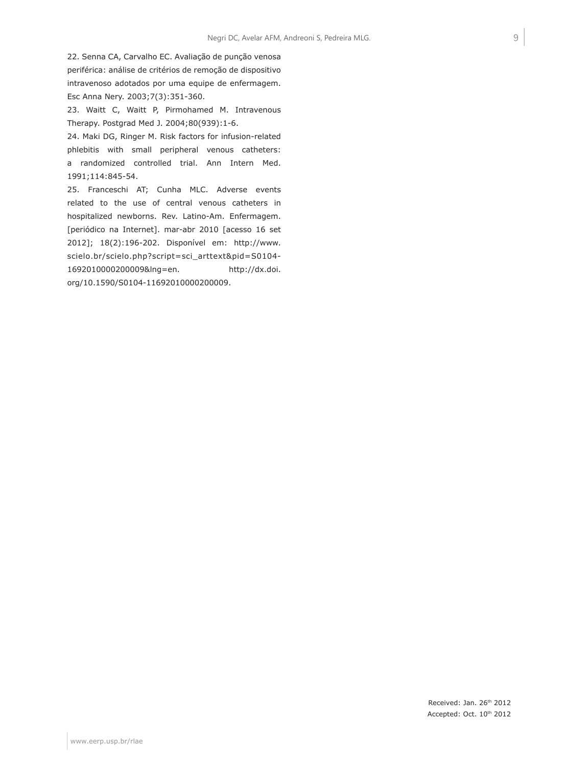22. Senna CA, Carvalho EC. Avaliação de punção venosa periférica: análise de critérios de remoção de dispositivo intravenoso adotados por uma equipe de enfermagem. Esc Anna Nery. 2003;7(3):351-360.

23. Waitt C, Waitt P, Pirmohamed M. Intravenous Therapy. Postgrad Med J. 2004;80(939):1-6.

24. Maki DG, Ringer M. Risk factors for infusion-related phlebitis with small peripheral venous catheters: a randomized controlled trial. Ann Intern Med. 1991;114:845-54.

25. Franceschi AT; Cunha MLC. Adverse events related to the use of central venous catheters in hospitalized newborns. Rev. Latino-Am. Enfermagem. [periódico na Internet]. mar-abr 2010 [acesso 16 set 2012]; 18(2):196-202. Disponível em: http://www.scielo.br/scielo.php?script=sci_arttext&pid=S0104-1692010000200009&lng=en. http://dx.doi.org/10.1590/S0104-11692010000200009.

Received: Jan. 26th 2012
Accepted: Oct. 10th 2012